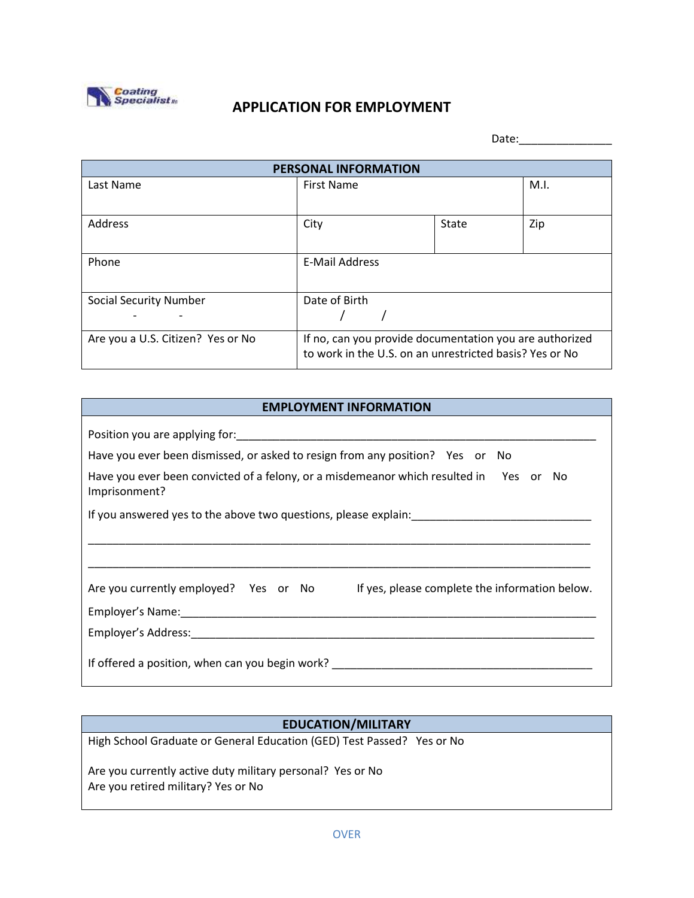Coating Specialist Inc

# APPLICATION FOR EMPLOYMENT

Date:_______________

| PERSONAL INFORMATION | | | |
|---|---|---|---|
| Last Name | First Name | | M.I. |
| Address | City | State | Zip |
| Phone | E-Mail Address | | |
| Social Security Number<br>- - | Date of Birth<br>/ / | | |
| Are you a U.S. Citizen? Yes or No | If no, can you provide documentation you are authorized to work in the U.S. on an unrestricted basis? Yes or No | | |

## EMPLOYMENT INFORMATION

Position you are applying for:_______________________________________________________________

Have you ever been dismissed, or asked to resign from any position? Yes or No

Have you ever been convicted of a felony, or a misdemeanor which resulted in Imprisonment? Yes or No

If you answered yes to the above two questions, please explain:______________________________

_________________________________________________________________________________________

_________________________________________________________________________________________

Are you currently employed? Yes or No If yes, please complete the information below.

Employer's Name:__________________________________________________________________________

Employer's Address:________________________________________________________________________

If offered a position, when can you begin work? ____________________________________________

## EDUCATION/MILITARY

High School Graduate or General Education (GED) Test Passed? Yes or No

Are you currently active duty military personal? Yes or No

Are you retired military? Yes or No

OVER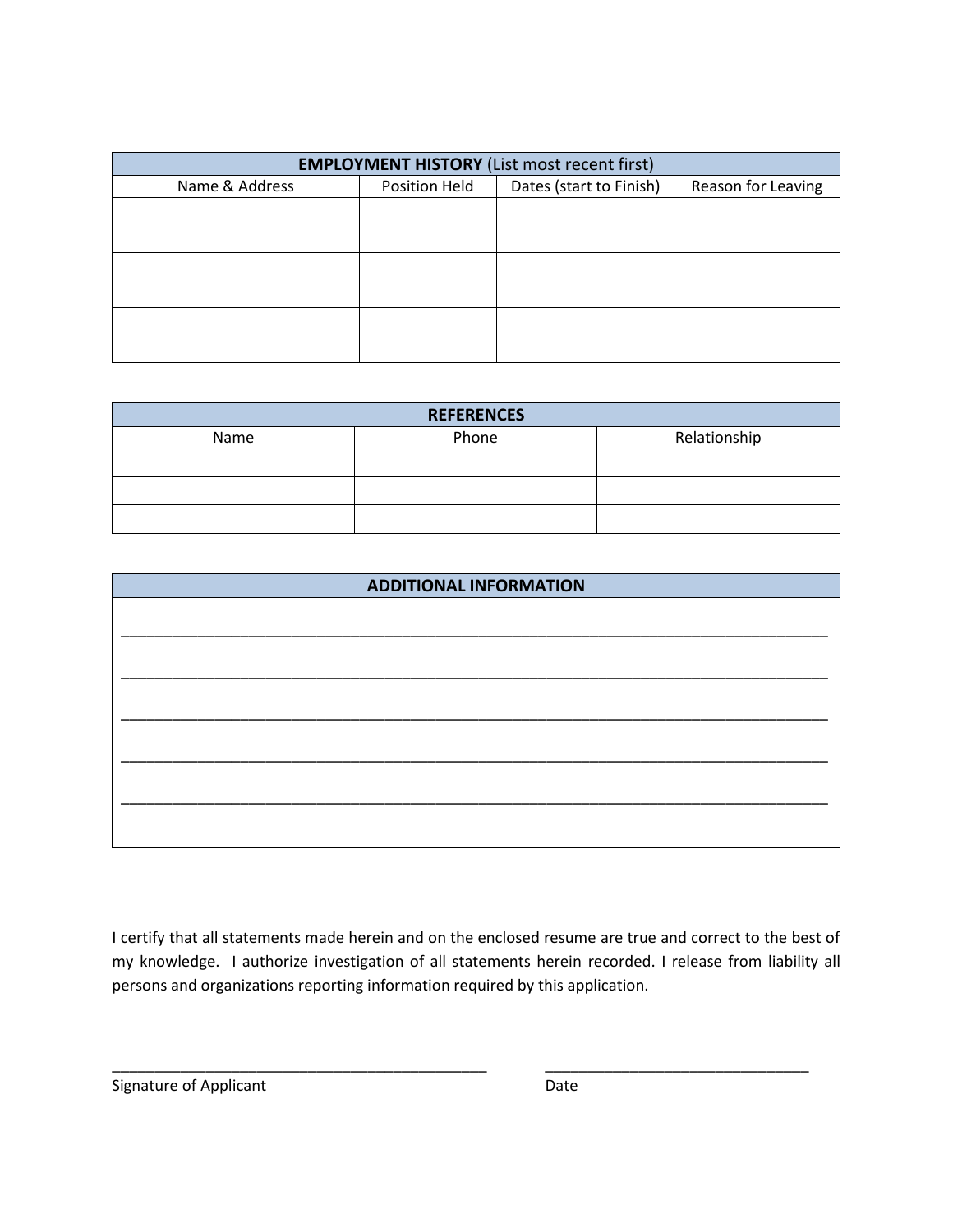| **EMPLOYMENT HISTORY** (List most recent first) | | | |
|---|---|---|---|
| Name & Address | Position Held | Dates (start to Finish) | Reason for Leaving |
| | | | |
| | | | |
| | | | |

| **REFERENCES** | | |
|---|---|---|
| Name | Phone | Relationship |
| | | |
| | | |
| | | |

| **ADDITIONAL INFORMATION** |
|---|
| ___________________________________________________________________________ |
| ___________________________________________________________________________ |
| ___________________________________________________________________________ |
| ___________________________________________________________________________ |
| ___________________________________________________________________________ |

I certify that all statements made herein and on the enclosed resume are true and correct to the best of my knowledge. I authorize investigation of all statements herein recorded. I release from liability all persons and organizations reporting information required by this application.

_____________________________________________ _______________________________

Signature of Applicant Date